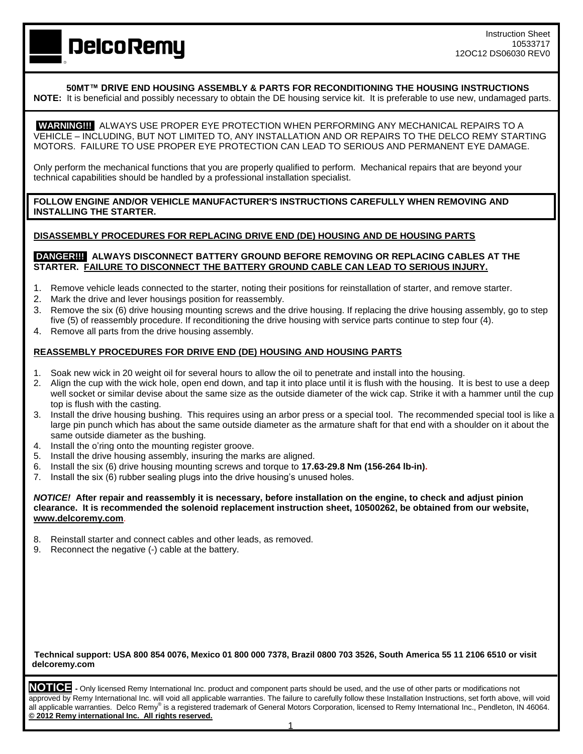**DelcoRemy**

Instruction Sheet
10533717
12OC12 DS06030 REV0

## 50MT™ DRIVE END HOUSING ASSEMBLY & PARTS FOR RECONDITIONING THE HOUSING INSTRUCTIONS

**NOTE:** It is beneficial and possibly necessary to obtain the DE housing service kit. It is preferable to use new, undamaged parts.

**WARNING!!!** ALWAYS USE PROPER EYE PROTECTION WHEN PERFORMING ANY MECHANICAL REPAIRS TO A VEHICLE – INCLUDING, BUT NOT LIMITED TO, ANY INSTALLATION AND OR REPAIRS TO THE DELCO REMY STARTING MOTORS. FAILURE TO USE PROPER EYE PROTECTION CAN LEAD TO SERIOUS AND PERMANENT EYE DAMAGE.

Only perform the mechanical functions that you are properly qualified to perform. Mechanical repairs that are beyond your technical capabilities should be handled by a professional installation specialist.

**FOLLOW ENGINE AND/OR VEHICLE MANUFACTURER'S INSTRUCTIONS CAREFULLY WHEN REMOVING AND INSTALLING THE STARTER.**

### DISASSEMBLY PROCEDURES FOR REPLACING DRIVE END (DE) HOUSING AND DE HOUSING PARTS

**DANGER!!! ALWAYS DISCONNECT BATTERY GROUND BEFORE REMOVING OR REPLACING CABLES AT THE STARTER. FAILURE TO DISCONNECT THE BATTERY GROUND CABLE CAN LEAD TO SERIOUS INJURY.**

1. Remove vehicle leads connected to the starter, noting their positions for reinstallation of starter, and remove starter.
2. Mark the drive and lever housings position for reassembly.
3. Remove the six (6) drive housing mounting screws and the drive housing. If replacing the drive housing assembly, go to step five (5) of reassembly procedure. If reconditioning the drive housing with service parts continue to step four (4).
4. Remove all parts from the drive housing assembly.

### REASSEMBLY PROCEDURES FOR DRIVE END (DE) HOUSING AND HOUSING PARTS

1. Soak new wick in 20 weight oil for several hours to allow the oil to penetrate and install into the housing.
2. Align the cup with the wick hole, open end down, and tap it into place until it is flush with the housing. It is best to use a deep well socket or similar devise about the same size as the outside diameter of the wick cap. Strike it with a hammer until the cup top is flush with the casting.
3. Install the drive housing bushing. This requires using an arbor press or a special tool. The recommended special tool is like a large pin punch which has about the same outside diameter as the armature shaft for that end with a shoulder on it about the same outside diameter as the bushing.
4. Install the o'ring onto the mounting register groove.
5. Install the drive housing assembly, insuring the marks are aligned.
6. Install the six (6) drive housing mounting screws and torque to **17.63-29.8 Nm (156-264 lb-in).**
7. Install the six (6) rubber sealing plugs into the drive housing's unused holes.

***NOTICE!*** **After repair and reassembly it is necessary, before installation on the engine, to check and adjust pinion clearance. It is recommended the solenoid replacement instruction sheet, 10500262, be obtained from our website, www.delcoremy.com**.

8. Reinstall starter and connect cables and other leads, as removed.
9. Reconnect the negative (-) cable at the battery.

**Technical support: USA 800 854 0076, Mexico 01 800 000 7378, Brazil 0800 703 3526, South America 55 11 2106 6510 or visit delcoremy.com**

**NOTICE** - Only licensed Remy International Inc. product and component parts should be used, and the use of other parts or modifications not approved by Remy International Inc. will void all applicable warranties. The failure to carefully follow these Installation Instructions, set forth above, will void all applicable warranties. Delco Remy® is a registered trademark of General Motors Corporation, licensed to Remy International Inc., Pendleton, IN 46064. **© 2012 Remy international Inc. All rights reserved.**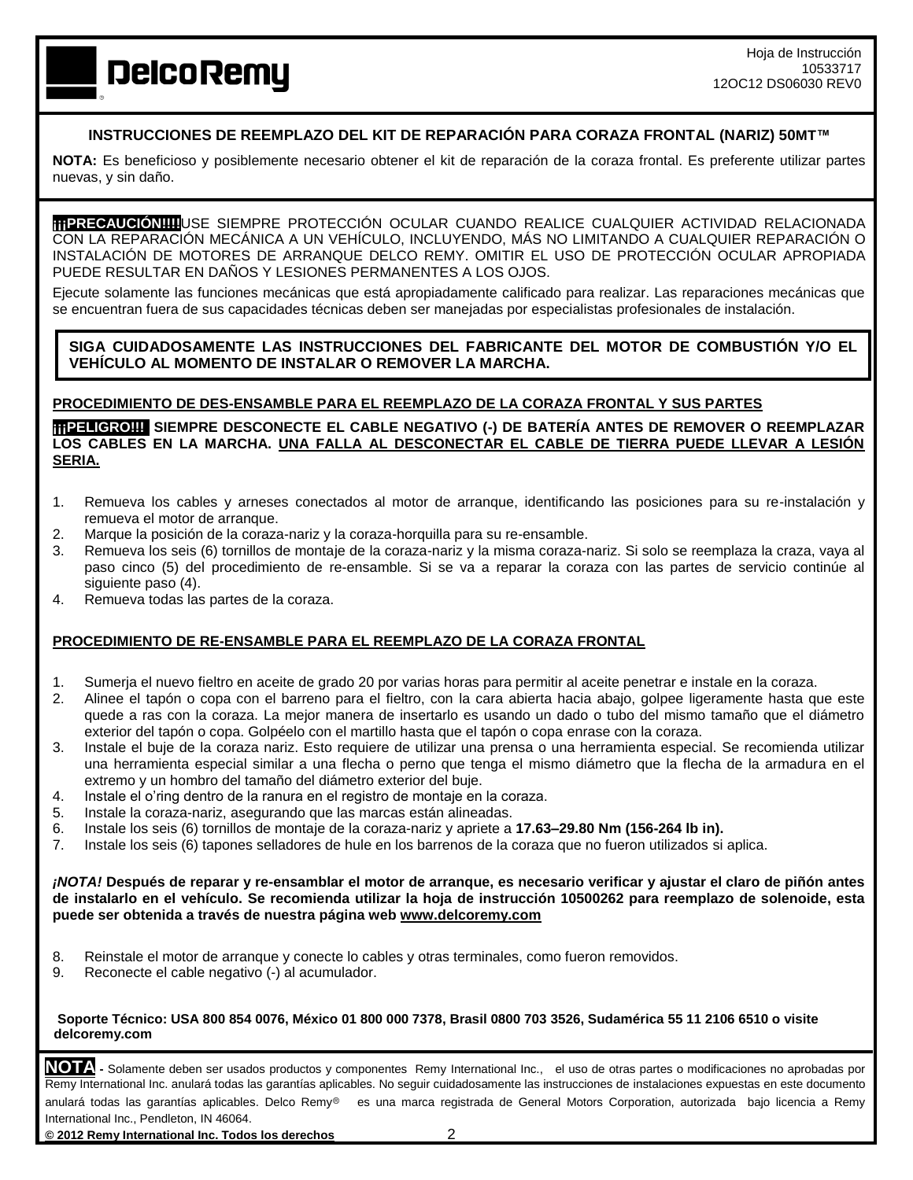DelcoRemy

Hoja de Instrucción
10533717
12OC12 DS06030 REV0

### INSTRUCCIONES DE REEMPLAZO DEL KIT DE REPARACIÓN PARA CORAZA FRONTAL (NARIZ) 50MT™

**NOTA:** Es beneficioso y posiblemente necesario obtener el kit de reparación de la coraza frontal. Es preferente utilizar partes nuevas, y sin daño.

**¡¡¡PRECAUCIÓN!!!!** USE SIEMPRE PROTECCIÓN OCULAR CUANDO REALICE CUALQUIER ACTIVIDAD RELACIONADA CON LA REPARACIÓN MECÁNICA A UN VEHÍCULO, INCLUYENDO, MÁS NO LIMITANDO A CUALQUIER REPARACIÓN O INSTALACIÓN DE MOTORES DE ARRANQUE DELCO REMY. OMITIR EL USO DE PROTECCIÓN OCULAR APROPIADA PUEDE RESULTAR EN DAÑOS Y LESIONES PERMANENTES A LOS OJOS.

Ejecute solamente las funciones mecánicas que está apropiadamente calificado para realizar. Las reparaciones mecánicas que se encuentran fuera de sus capacidades técnicas deben ser manejadas por especialistas profesionales de instalación.

**SIGA CUIDADOSAMENTE LAS INSTRUCCIONES DEL FABRICANTE DEL MOTOR DE COMBUSTIÓN Y/O EL VEHÍCULO AL MOMENTO DE INSTALAR O REMOVER LA MARCHA.**

**PROCEDIMIENTO DE DES-ENSAMBLE PARA EL REEMPLAZO DE LA CORAZA FRONTAL Y SUS PARTES**

**¡¡¡PELIGRO!!! SIEMPRE DESCONECTE EL CABLE NEGATIVO (-) DE BATERÍA ANTES DE REMOVER O REEMPLAZAR LOS CABLES EN LA MARCHA. UNA FALLA AL DESCONECTAR EL CABLE DE TIERRA PUEDE LLEVAR A LESIÓN SERIA.**

1. Remueva los cables y arneses conectados al motor de arranque, identificando las posiciones para su re-instalación y remueva el motor de arranque.
2. Marque la posición de la coraza-nariz y la coraza-horquilla para su re-ensamble.
3. Remueva los seis (6) tornillos de montaje de la coraza-nariz y la misma coraza-nariz. Si solo se reemplaza la craza, vaya al paso cinco (5) del procedimiento de re-ensamble. Si se va a reparar la coraza con las partes de servicio continúe al siguiente paso (4).
4. Remueva todas las partes de la coraza.

**PROCEDIMIENTO DE RE-ENSAMBLE PARA EL REEMPLAZO DE LA CORAZA FRONTAL**

1. Sumerja el nuevo fieltro en aceite de grado 20 por varias horas para permitir al aceite penetrar e instale en la coraza.
2. Alinee el tapón o copa con el barreno para el fieltro, con la cara abierta hacia abajo, golpee ligeramente hasta que este quede a ras con la coraza. La mejor manera de insertarlo es usando un dado o tubo del mismo tamaño que el diámetro exterior del tapón o copa. Golpéelo con el martillo hasta que el tapón o copa enrase con la coraza.
3. Instale el buje de la coraza nariz. Esto requiere de utilizar una prensa o una herramienta especial. Se recomienda utilizar una herramienta especial similar a una flecha o perno que tenga el mismo diámetro que la flecha de la armadura en el extremo y un hombro del tamaño del diámetro exterior del buje.
4. Instale el o’ring dentro de la ranura en el registro de montaje en la coraza.
5. Instale la coraza-nariz, asegurando que las marcas están alineadas.
6. Instale los seis (6) tornillos de montaje de la coraza-nariz y apriete a **17.63–29.80 Nm (156-264 lb in).**
7. Instale los seis (6) tapones selladores de hule en los barrenos de la coraza que no fueron utilizados si aplica.

***¡NOTA!* Después de reparar y re-ensamblar el motor de arranque, es necesario verificar y ajustar el claro de piñón antes de instalarlo en el vehículo. Se recomienda utilizar la hoja de instrucción 10500262 para reemplazo de solenoide, esta puede ser obtenida a través de nuestra página web www.delcoremy.com**

8. Reinstale el motor de arranque y conecte lo cables y otras terminales, como fueron removidos.
9. Reconecte el cable negativo (-) al acumulador.

**Soporte Técnico: USA 800 854 0076, México 01 800 000 7378, Brasil 0800 703 3526, Sudamérica 55 11 2106 6510 o visite delcoremy.com**

**NOTA** - Solamente deben ser usados productos y componentes Remy International Inc., el uso de otras partes o modificaciones no aprobadas por Remy International Inc. anulará todas las garantías aplicables. No seguir cuidadosamente las instrucciones de instalaciones expuestas en este documento anulará todas las garantías aplicables. Delco Remy® es una marca registrada de General Motors Corporation, autorizada bajo licencia a Remy International Inc., Pendleton, IN 46064.

**© 2012 Remy International Inc. Todos los derechos**